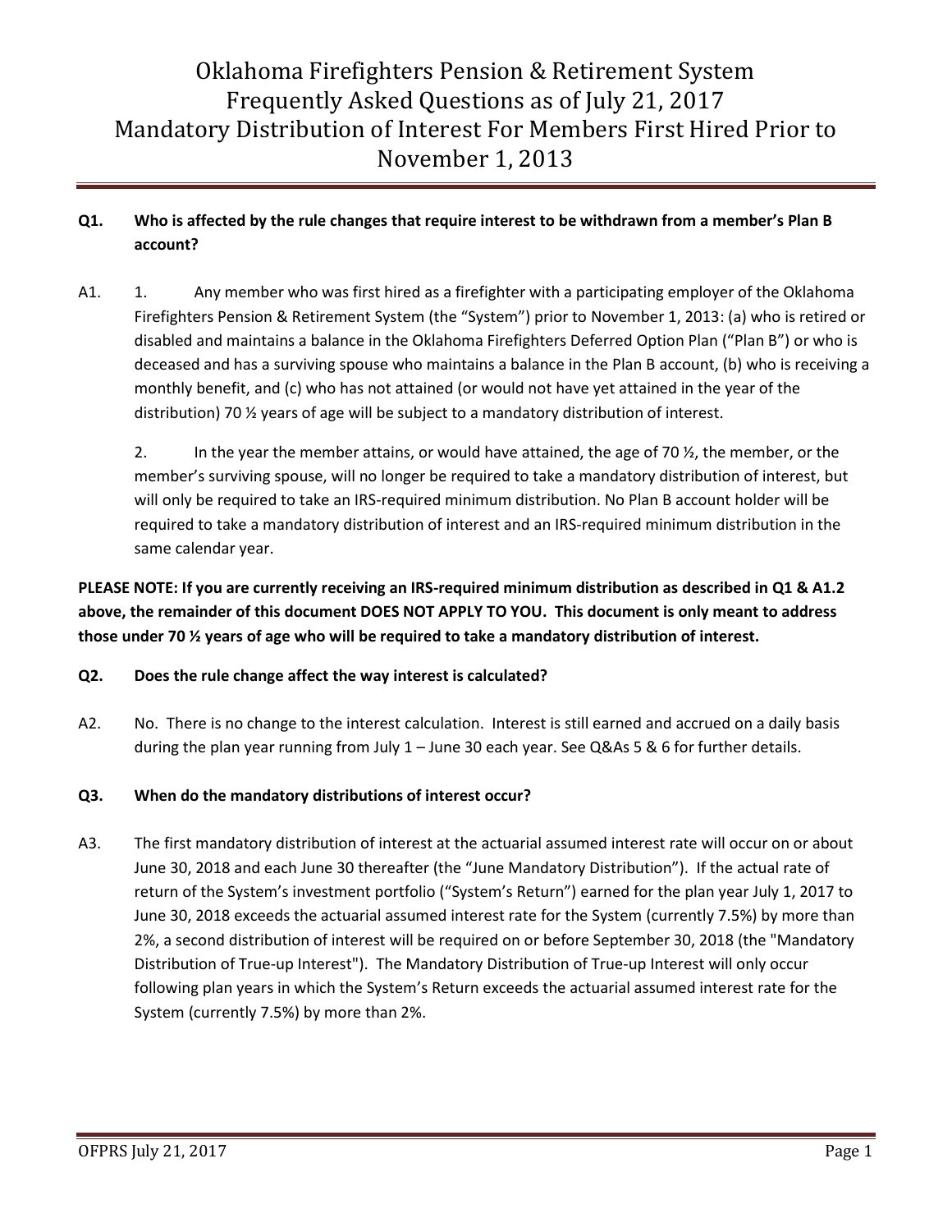# Oklahoma Firefighters Pension & Retirement System
# Frequently Asked Questions as of July 21, 2017
# Mandatory Distribution of Interest For Members First Hired Prior to November 1, 2013

**Q1. Who is affected by the rule changes that require interest to be withdrawn from a member's Plan B account?**

A1. 1. Any member who was first hired as a firefighter with a participating employer of the Oklahoma Firefighters Pension & Retirement System (the "System") prior to November 1, 2013: (a) who is retired or disabled and maintains a balance in the Oklahoma Firefighters Deferred Option Plan ("Plan B") or who is deceased and has a surviving spouse who maintains a balance in the Plan B account, (b) who is receiving a monthly benefit, and (c) who has not attained (or would not have yet attained in the year of the distribution) 70 ½ years of age will be subject to a mandatory distribution of interest.

2. In the year the member attains, or would have attained, the age of 70 ½, the member, or the member's surviving spouse, will no longer be required to take a mandatory distribution of interest, but will only be required to take an IRS-required minimum distribution. No Plan B account holder will be required to take a mandatory distribution of interest and an IRS-required minimum distribution in the same calendar year.

**PLEASE NOTE: If you are currently receiving an IRS-required minimum distribution as described in Q1 & A1.2 above, the remainder of this document DOES NOT APPLY TO YOU. This document is only meant to address those under 70 ½ years of age who will be required to take a mandatory distribution of interest.**

**Q2. Does the rule change affect the way interest is calculated?**

A2. No. There is no change to the interest calculation. Interest is still earned and accrued on a daily basis during the plan year running from July 1 – June 30 each year. See Q&As 5 & 6 for further details.

**Q3. When do the mandatory distributions of interest occur?**

A3. The first mandatory distribution of interest at the actuarial assumed interest rate will occur on or about June 30, 2018 and each June 30 thereafter (the "June Mandatory Distribution"). If the actual rate of return of the System's investment portfolio ("System's Return") earned for the plan year July 1, 2017 to June 30, 2018 exceeds the actuarial assumed interest rate for the System (currently 7.5%) by more than 2%, a second distribution of interest will be required on or before September 30, 2018 (the "Mandatory Distribution of True-up Interest"). The Mandatory Distribution of True-up Interest will only occur following plan years in which the System's Return exceeds the actuarial assumed interest rate for the System (currently 7.5%) by more than 2%.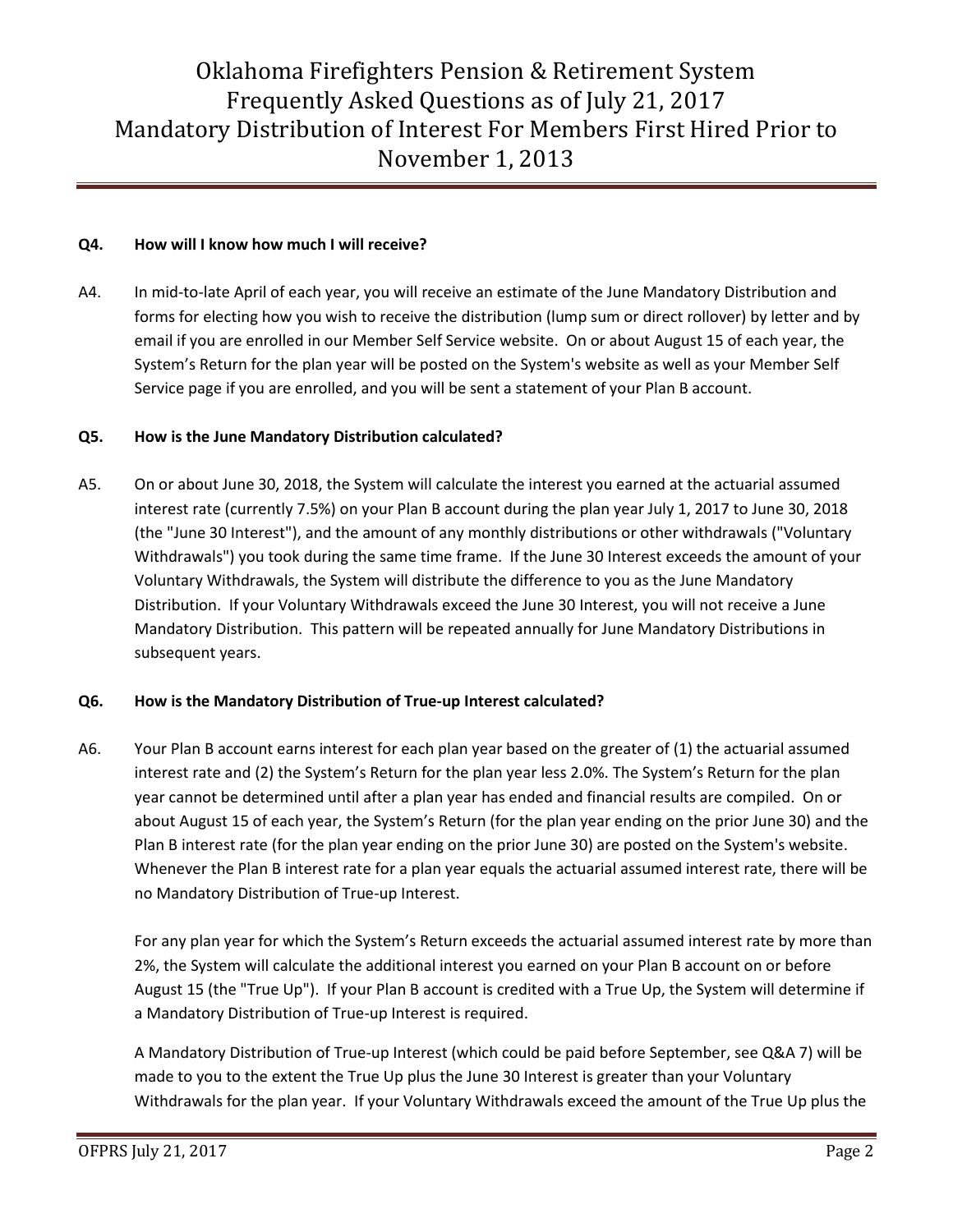**Q4. How will I know how much I will receive?**

A4. In mid-to-late April of each year, you will receive an estimate of the June Mandatory Distribution and forms for electing how you wish to receive the distribution (lump sum or direct rollover) by letter and by email if you are enrolled in our Member Self Service website. On or about August 15 of each year, the System's Return for the plan year will be posted on the System's website as well as your Member Self Service page if you are enrolled, and you will be sent a statement of your Plan B account.

**Q5. How is the June Mandatory Distribution calculated?**

A5. On or about June 30, 2018, the System will calculate the interest you earned at the actuarial assumed interest rate (currently 7.5%) on your Plan B account during the plan year July 1, 2017 to June 30, 2018 (the "June 30 Interest"), and the amount of any monthly distributions or other withdrawals ("Voluntary Withdrawals") you took during the same time frame. If the June 30 Interest exceeds the amount of your Voluntary Withdrawals, the System will distribute the difference to you as the June Mandatory Distribution. If your Voluntary Withdrawals exceed the June 30 Interest, you will not receive a June Mandatory Distribution. This pattern will be repeated annually for June Mandatory Distributions in subsequent years.

**Q6. How is the Mandatory Distribution of True-up Interest calculated?**

A6. Your Plan B account earns interest for each plan year based on the greater of (1) the actuarial assumed interest rate and (2) the System's Return for the plan year less 2.0%. The System's Return for the plan year cannot be determined until after a plan year has ended and financial results are compiled. On or about August 15 of each year, the System's Return (for the plan year ending on the prior June 30) and the Plan B interest rate (for the plan year ending on the prior June 30) are posted on the System's website. Whenever the Plan B interest rate for a plan year equals the actuarial assumed interest rate, there will be no Mandatory Distribution of True-up Interest.

For any plan year for which the System's Return exceeds the actuarial assumed interest rate by more than 2%, the System will calculate the additional interest you earned on your Plan B account on or before August 15 (the "True Up"). If your Plan B account is credited with a True Up, the System will determine if a Mandatory Distribution of True-up Interest is required.

A Mandatory Distribution of True-up Interest (which could be paid before September, see Q&A 7) will be made to you to the extent the True Up plus the June 30 Interest is greater than your Voluntary Withdrawals for the plan year. If your Voluntary Withdrawals exceed the amount of the True Up plus the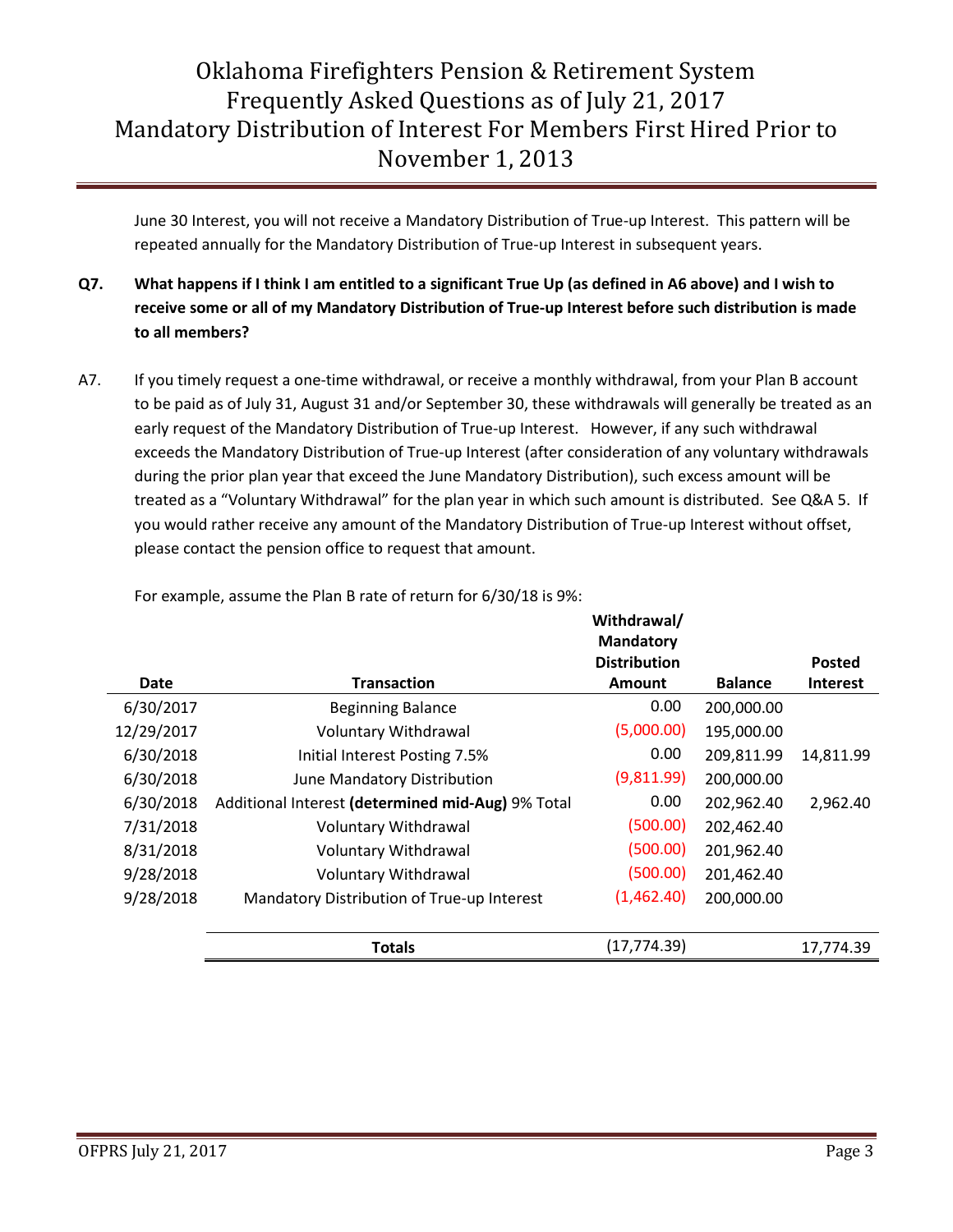June 30 Interest, you will not receive a Mandatory Distribution of True-up Interest. This pattern will be repeated annually for the Mandatory Distribution of True-up Interest in subsequent years.

**Q7. What happens if I think I am entitled to a significant True Up (as defined in A6 above) and I wish to receive some or all of my Mandatory Distribution of True-up Interest before such distribution is made to all members?**

A7. If you timely request a one-time withdrawal, or receive a monthly withdrawal, from your Plan B account to be paid as of July 31, August 31 and/or September 30, these withdrawals will generally be treated as an early request of the Mandatory Distribution of True-up Interest. However, if any such withdrawal exceeds the Mandatory Distribution of True-up Interest (after consideration of any voluntary withdrawals during the prior plan year that exceed the June Mandatory Distribution), such excess amount will be treated as a "Voluntary Withdrawal" for the plan year in which such amount is distributed. See Q&A 5. If you would rather receive any amount of the Mandatory Distribution of True-up Interest without offset, please contact the pension office to request that amount.

For example, assume the Plan B rate of return for 6/30/18 is 9%:

| Date | Transaction | Withdrawal/ Mandatory Distribution Amount | Balance | Posted Interest |
|---|---|---|---|---|
| 6/30/2017 | Beginning Balance | 0.00 | 200,000.00 | |
| 12/29/2017 | Voluntary Withdrawal | (5,000.00) | 195,000.00 | |
| 6/30/2018 | Initial Interest Posting 7.5% | 0.00 | 209,811.99 | 14,811.99 |
| 6/30/2018 | June Mandatory Distribution | (9,811.99) | 200,000.00 | |
| 6/30/2018 | Additional Interest **(determined mid-Aug)** 9% Total | 0.00 | 202,962.40 | 2,962.40 |
| 7/31/2018 | Voluntary Withdrawal | (500.00) | 202,462.40 | |
| 8/31/2018 | Voluntary Withdrawal | (500.00) | 201,962.40 | |
| 9/28/2018 | Voluntary Withdrawal | (500.00) | 201,462.40 | |
| 9/28/2018 | Mandatory Distribution of True-up Interest | (1,462.40) | 200,000.00 | |
| | **Totals** | (17,774.39) | | 17,774.39 |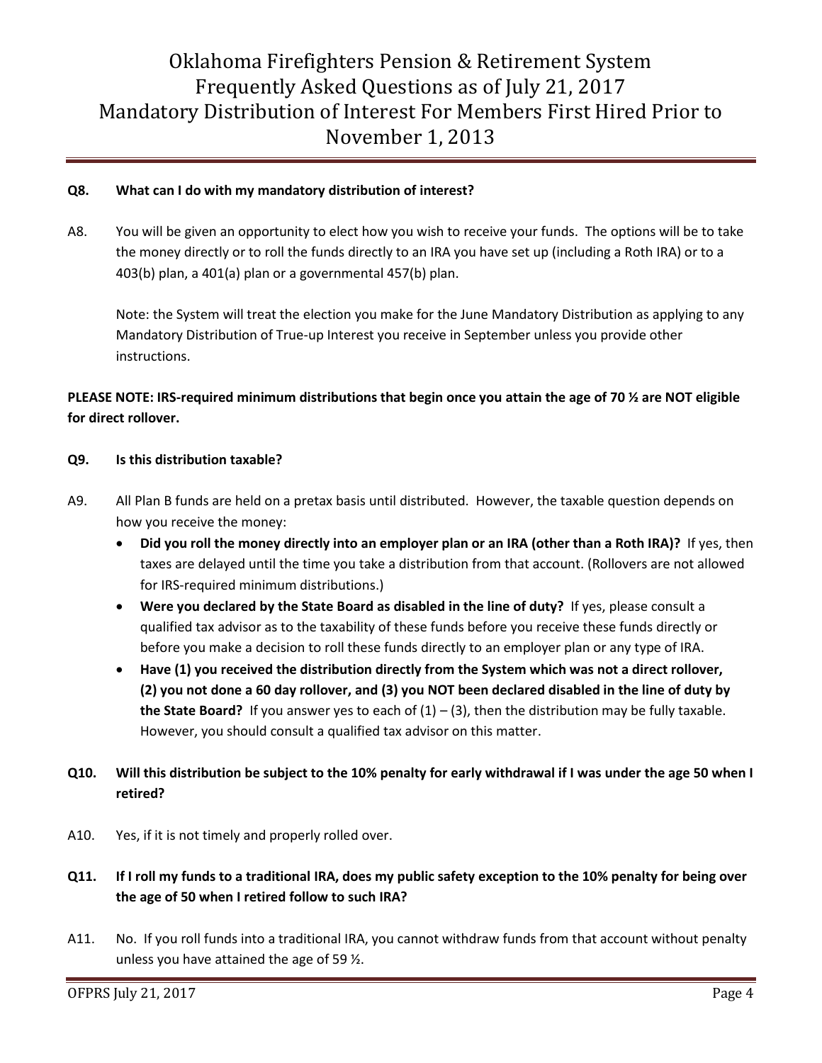**Q8. What can I do with my mandatory distribution of interest?**

A8. You will be given an opportunity to elect how you wish to receive your funds. The options will be to take the money directly or to roll the funds directly to an IRA you have set up (including a Roth IRA) or to a 403(b) plan, a 401(a) plan or a governmental 457(b) plan.

Note: the System will treat the election you make for the June Mandatory Distribution as applying to any Mandatory Distribution of True-up Interest you receive in September unless you provide other instructions.

**PLEASE NOTE: IRS-required minimum distributions that begin once you attain the age of 70 ½ are NOT eligible for direct rollover.**

**Q9. Is this distribution taxable?**

A9. All Plan B funds are held on a pretax basis until distributed. However, the taxable question depends on how you receive the money:

- **Did you roll the money directly into an employer plan or an IRA (other than a Roth IRA)?** If yes, then taxes are delayed until the time you take a distribution from that account. (Rollovers are not allowed for IRS-required minimum distributions.)
- **Were you declared by the State Board as disabled in the line of duty?** If yes, please consult a qualified tax advisor as to the taxability of these funds before you receive these funds directly or before you make a decision to roll these funds directly to an employer plan or any type of IRA.
- **Have (1) you received the distribution directly from the System which was not a direct rollover, (2) you not done a 60 day rollover, and (3) you NOT been declared disabled in the line of duty by the State Board?** If you answer yes to each of (1) – (3), then the distribution may be fully taxable. However, you should consult a qualified tax advisor on this matter.

**Q10. Will this distribution be subject to the 10% penalty for early withdrawal if I was under the age 50 when I retired?**

A10. Yes, if it is not timely and properly rolled over.

**Q11. If I roll my funds to a traditional IRA, does my public safety exception to the 10% penalty for being over the age of 50 when I retired follow to such IRA?**

A11. No. If you roll funds into a traditional IRA, you cannot withdraw funds from that account without penalty unless you have attained the age of 59 ½.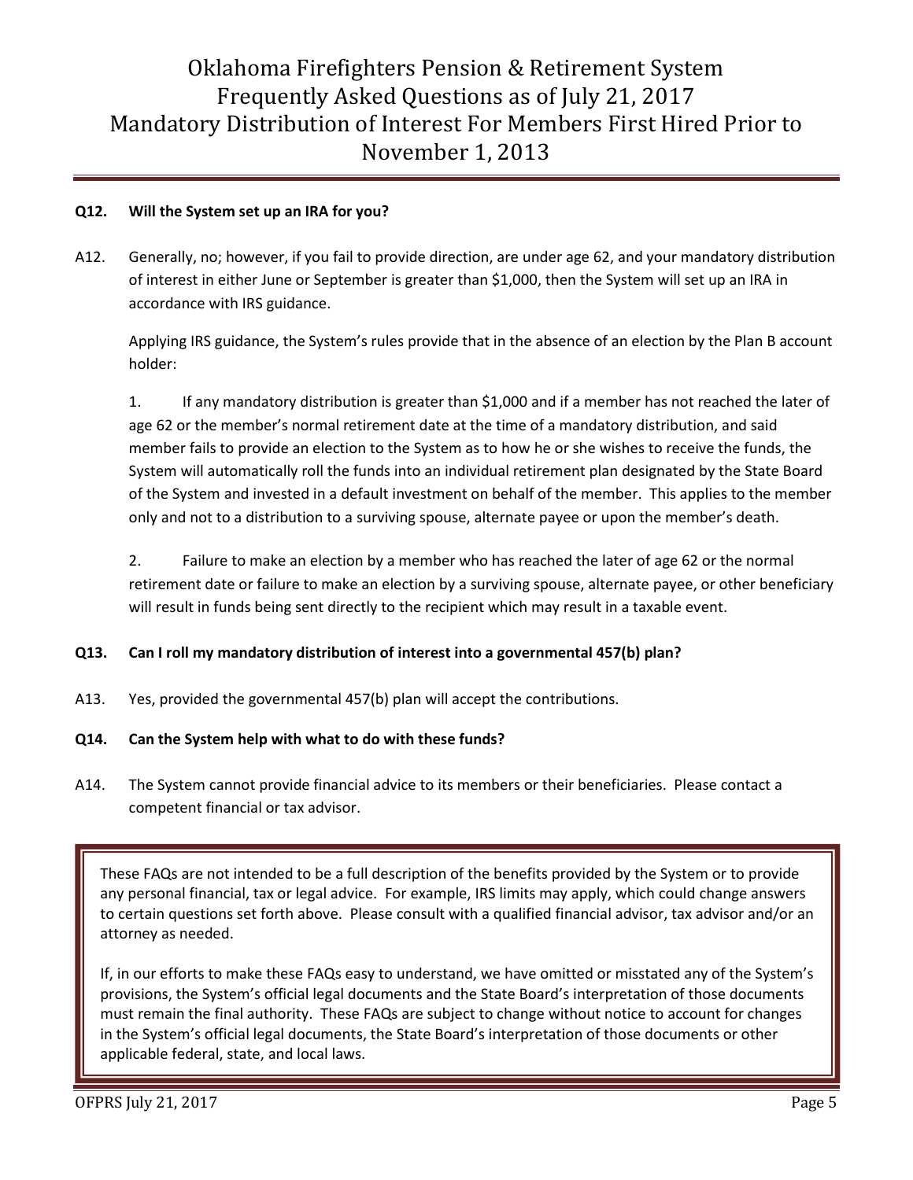**Q12. Will the System set up an IRA for you?**

A12. Generally, no; however, if you fail to provide direction, are under age 62, and your mandatory distribution of interest in either June or September is greater than $1,000, then the System will set up an IRA in accordance with IRS guidance.

Applying IRS guidance, the System's rules provide that in the absence of an election by the Plan B account holder:

1. If any mandatory distribution is greater than $1,000 and if a member has not reached the later of age 62 or the member's normal retirement date at the time of a mandatory distribution, and said member fails to provide an election to the System as to how he or she wishes to receive the funds, the System will automatically roll the funds into an individual retirement plan designated by the State Board of the System and invested in a default investment on behalf of the member. This applies to the member only and not to a distribution to a surviving spouse, alternate payee or upon the member's death.

2. Failure to make an election by a member who has reached the later of age 62 or the normal retirement date or failure to make an election by a surviving spouse, alternate payee, or other beneficiary will result in funds being sent directly to the recipient which may result in a taxable event.

**Q13. Can I roll my mandatory distribution of interest into a governmental 457(b) plan?**

A13. Yes, provided the governmental 457(b) plan will accept the contributions.

**Q14. Can the System help with what to do with these funds?**

A14. The System cannot provide financial advice to its members or their beneficiaries. Please contact a competent financial or tax advisor.

These FAQs are not intended to be a full description of the benefits provided by the System or to provide any personal financial, tax or legal advice. For example, IRS limits may apply, which could change answers to certain questions set forth above. Please consult with a qualified financial advisor, tax advisor and/or an attorney as needed.

If, in our efforts to make these FAQs easy to understand, we have omitted or misstated any of the System's provisions, the System's official legal documents and the State Board's interpretation of those documents must remain the final authority. These FAQs are subject to change without notice to account for changes in the System's official legal documents, the State Board's interpretation of those documents or other applicable federal, state, and local laws.